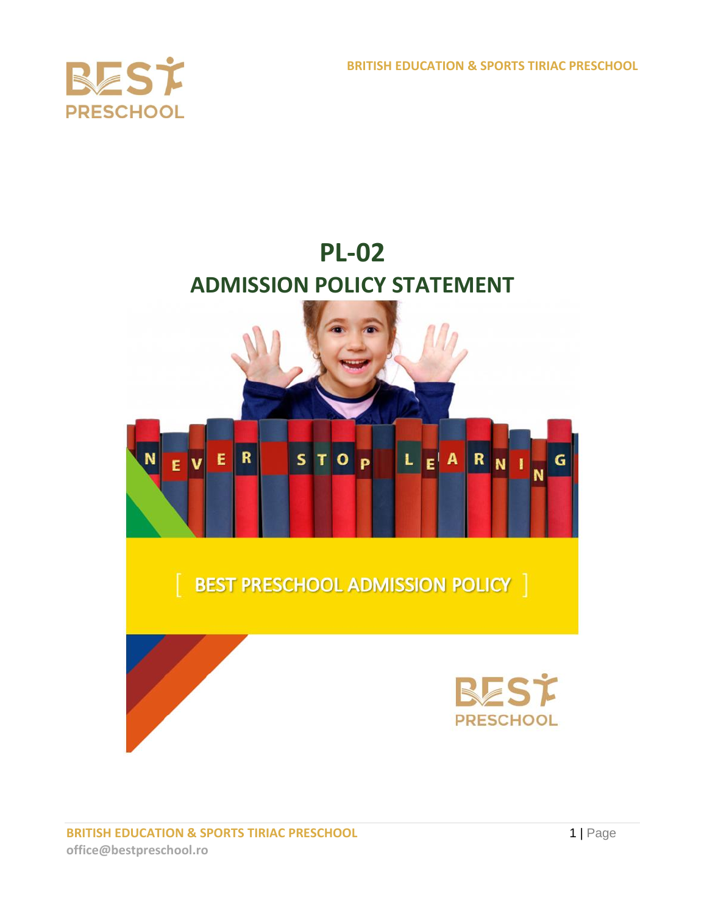# PL-02

# ADMISSION POLICY STATEMENT

BEST PRESCHOOL ADMISSION POLICY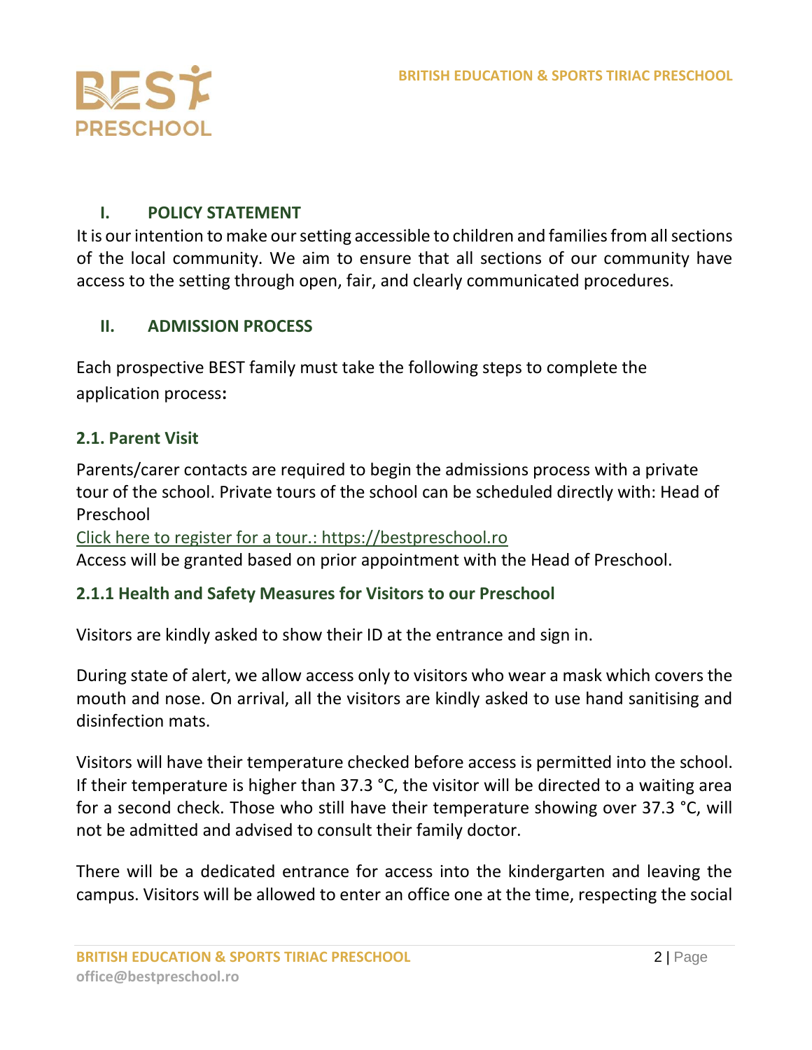## I. POLICY STATEMENT

It is our intention to make our setting accessible to children and families from all sections of the local community. We aim to ensure that all sections of our community have access to the setting through open, fair, and clearly communicated procedures.

## II. ADMISSION PROCESS

Each prospective BEST family must take the following steps to complete the application process**:**

### 2.1. Parent Visit

Parents/carer contacts are required to begin the admissions process with a private tour of the school. Private tours of the school can be scheduled directly with: Head of Preschool

[Click here to register for a tour.: https://bestpreschool.ro](https://bestpreschool.ro)

Access will be granted based on prior appointment with the Head of Preschool.

### 2.1.1 Health and Safety Measures for Visitors to our Preschool

Visitors are kindly asked to show their ID at the entrance and sign in.

During state of alert, we allow access only to visitors who wear a mask which covers the mouth and nose. On arrival, all the visitors are kindly asked to use hand sanitising and disinfection mats.

Visitors will have their temperature checked before access is permitted into the school. If their temperature is higher than 37.3 °C, the visitor will be directed to a waiting area for a second check. Those who still have their temperature showing over 37.3 °C, will not be admitted and advised to consult their family doctor.

There will be a dedicated entrance for access into the kindergarten and leaving the campus. Visitors will be allowed to enter an office one at the time, respecting the social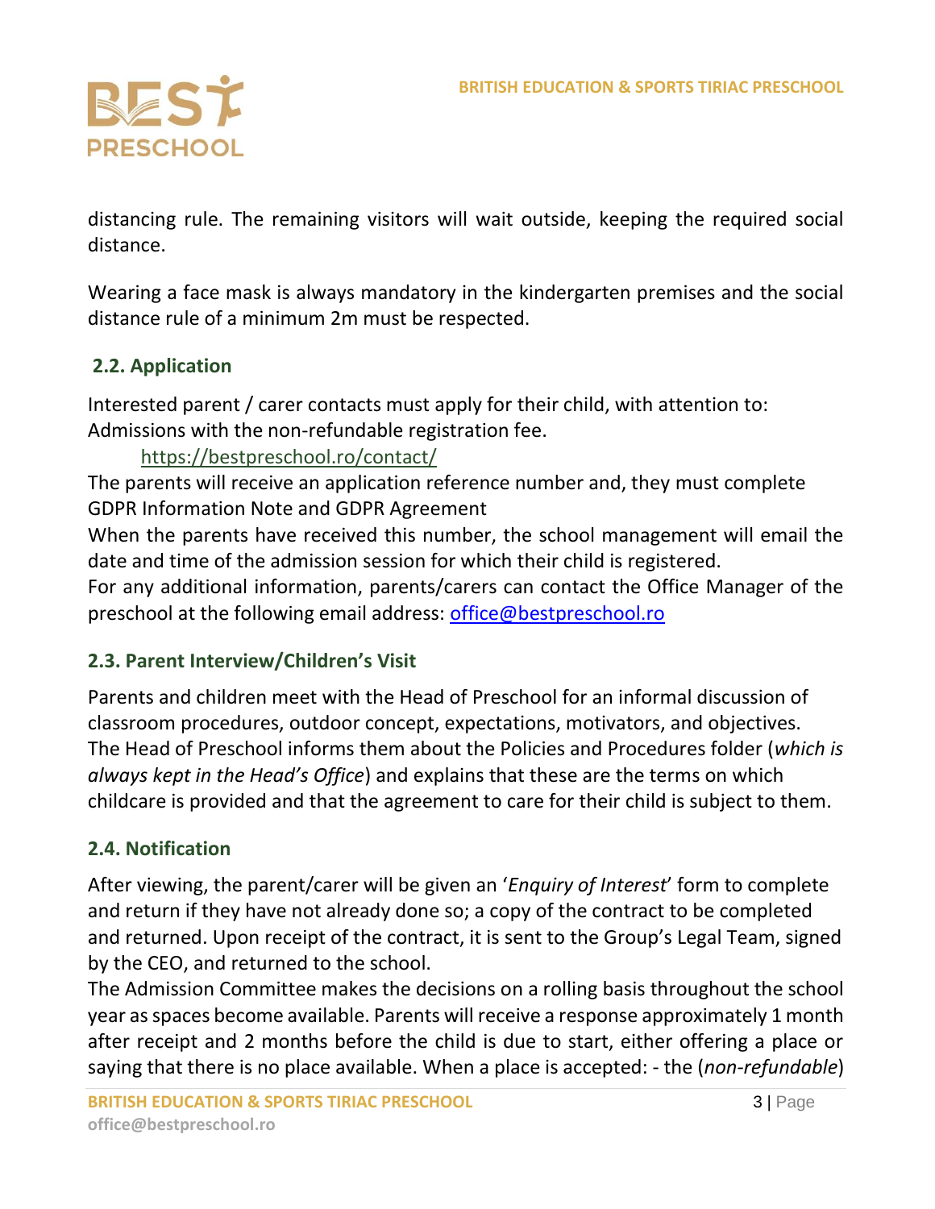distancing rule. The remaining visitors will wait outside, keeping the required social distance.

Wearing a face mask is always mandatory in the kindergarten premises and the social distance rule of a minimum 2m must be respected.

### 2.2. Application

Interested parent / carer contacts must apply for their child, with attention to: Admissions with the non-refundable registration fee.

https://bestpreschool.ro/contact/

The parents will receive an application reference number and, they must complete GDPR Information Note and GDPR Agreement

When the parents have received this number, the school management will email the date and time of the admission session for which their child is registered.

For any additional information, parents/carers can contact the Office Manager of the preschool at the following email address: office@bestpreschool.ro

### 2.3. Parent Interview/Children's Visit

Parents and children meet with the Head of Preschool for an informal discussion of classroom procedures, outdoor concept, expectations, motivators, and objectives. The Head of Preschool informs them about the Policies and Procedures folder (*which is always kept in the Head's Office*) and explains that these are the terms on which childcare is provided and that the agreement to care for their child is subject to them.

### 2.4. Notification

After viewing, the parent/carer will be given an '*Enquiry of Interest*' form to complete and return if they have not already done so; a copy of the contract to be completed and returned. Upon receipt of the contract, it is sent to the Group's Legal Team, signed by the CEO, and returned to the school.

The Admission Committee makes the decisions on a rolling basis throughout the school year as spaces become available. Parents will receive a response approximately 1 month after receipt and 2 months before the child is due to start, either offering a place or saying that there is no place available. When a place is accepted: - the (*non-refundable*)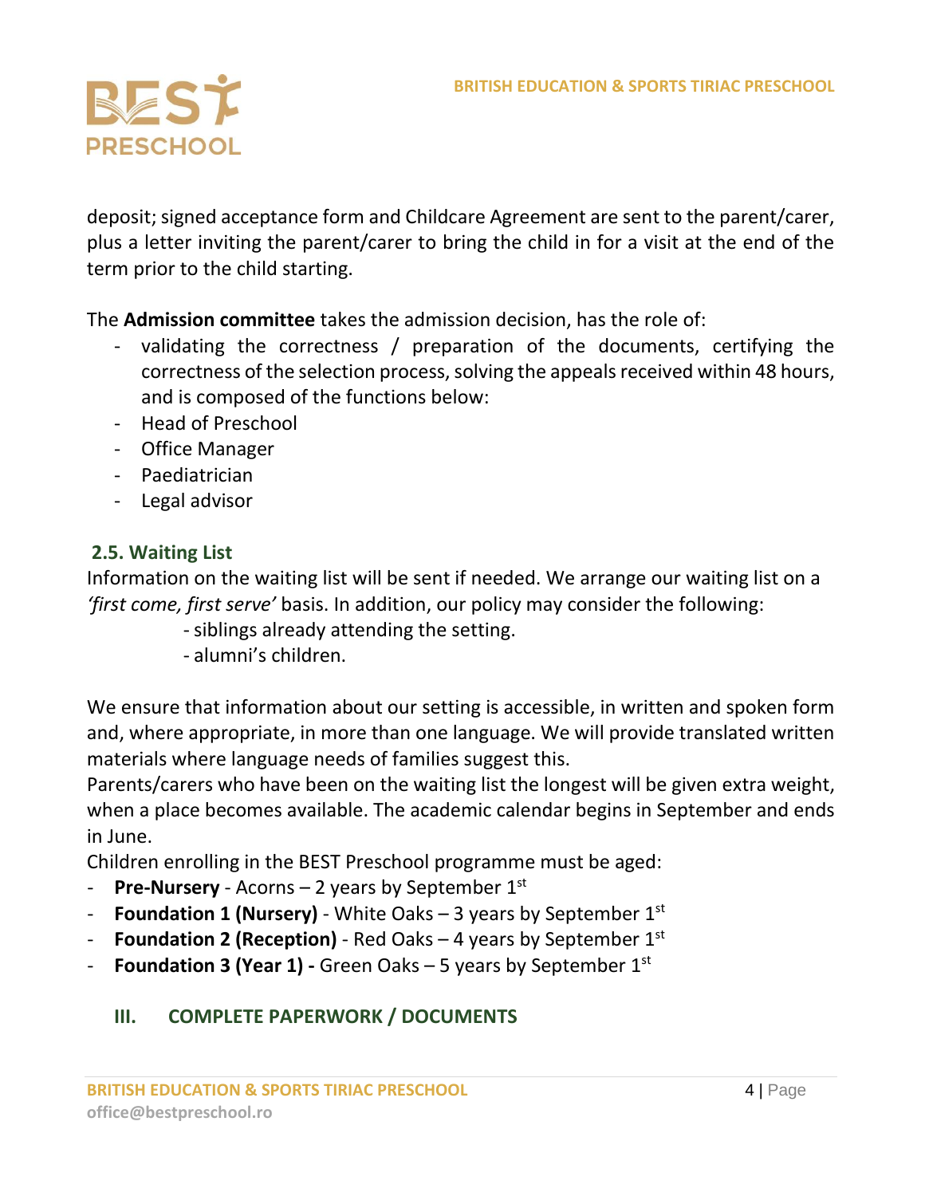deposit; signed acceptance form and Childcare Agreement are sent to the parent/carer, plus a letter inviting the parent/carer to bring the child in for a visit at the end of the term prior to the child starting.

The **Admission committee** takes the admission decision, has the role of:

- validating the correctness / preparation of the documents, certifying the correctness of the selection process, solving the appeals received within 48 hours, and is composed of the functions below:
- Head of Preschool
- Office Manager
- Paediatrician
- Legal advisor

### 2.5. Waiting List

Information on the waiting list will be sent if needed. We arrange our waiting list on a *'first come, first serve'* basis. In addition, our policy may consider the following:

- siblings already attending the setting.
- alumni's children.

We ensure that information about our setting is accessible, in written and spoken form and, where appropriate, in more than one language. We will provide translated written materials where language needs of families suggest this.

Parents/carers who have been on the waiting list the longest will be given extra weight, when a place becomes available. The academic calendar begins in September and ends in June.

Children enrolling in the BEST Preschool programme must be aged:

- **Pre-Nursery** - Acorns – 2 years by September 1st
- **Foundation 1 (Nursery)** - White Oaks – 3 years by September 1st
- **Foundation 2 (Reception)** - Red Oaks – 4 years by September 1st
- **Foundation 3 (Year 1) -** Green Oaks – 5 years by September 1st

## III. COMPLETE PAPERWORK / DOCUMENTS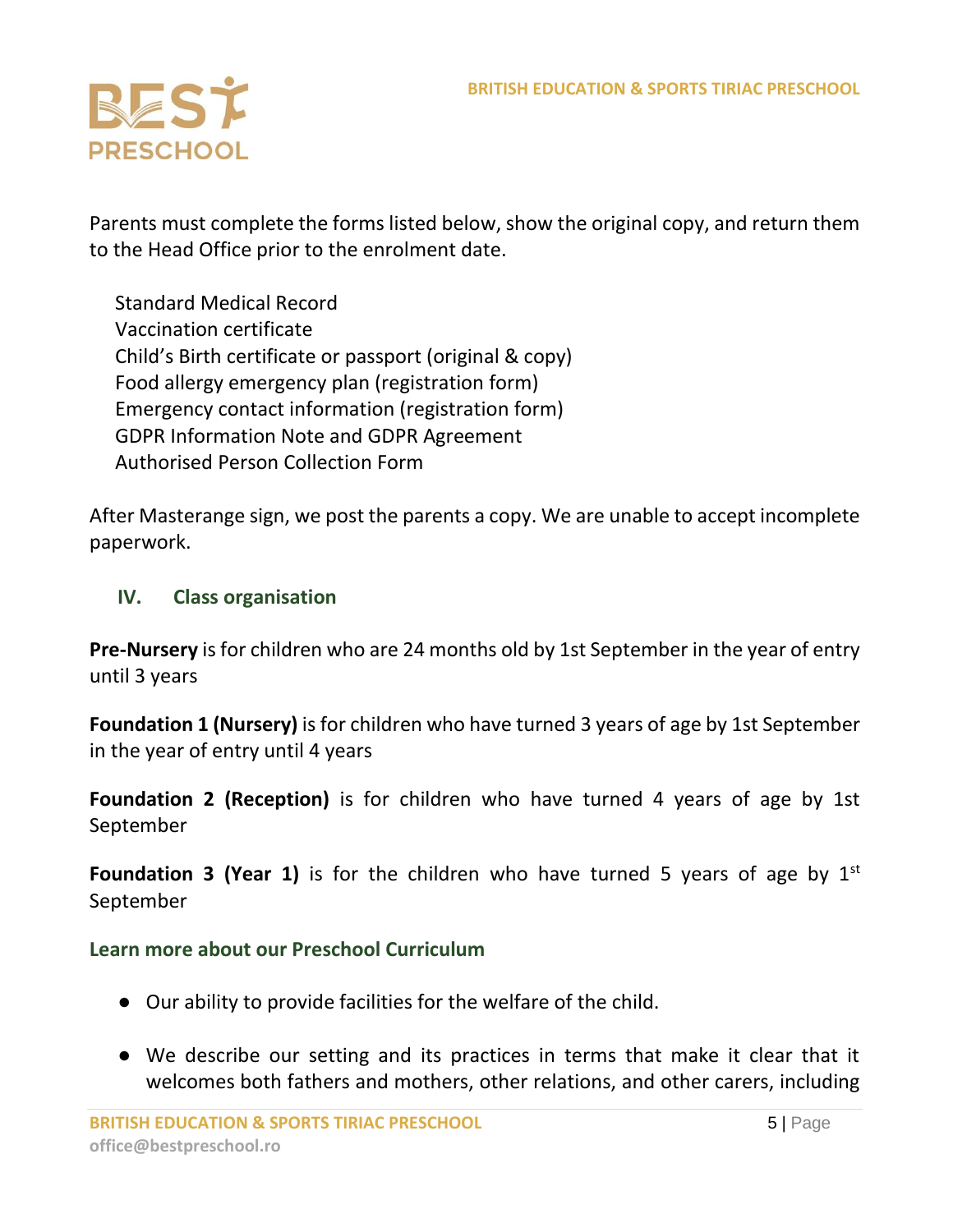Parents must complete the forms listed below, show the original copy, and return them to the Head Office prior to the enrolment date.

Standard Medical Record
Vaccination certificate
Child's Birth certificate or passport (original & copy)
Food allergy emergency plan (registration form)
Emergency contact information (registration form)
GDPR Information Note and GDPR Agreement
Authorised Person Collection Form

After Masterange sign, we post the parents a copy. We are unable to accept incomplete paperwork.

## IV. Class organisation

**Pre-Nursery** is for children who are 24 months old by 1st September in the year of entry until 3 years

**Foundation 1 (Nursery)** is for children who have turned 3 years of age by 1st September in the year of entry until 4 years

**Foundation 2 (Reception)** is for children who have turned 4 years of age by 1st September

**Foundation 3 (Year 1)** is for the children who have turned 5 years of age by 1st September

### Learn more about our Preschool Curriculum

- Our ability to provide facilities for the welfare of the child.
- We describe our setting and its practices in terms that make it clear that it welcomes both fathers and mothers, other relations, and other carers, including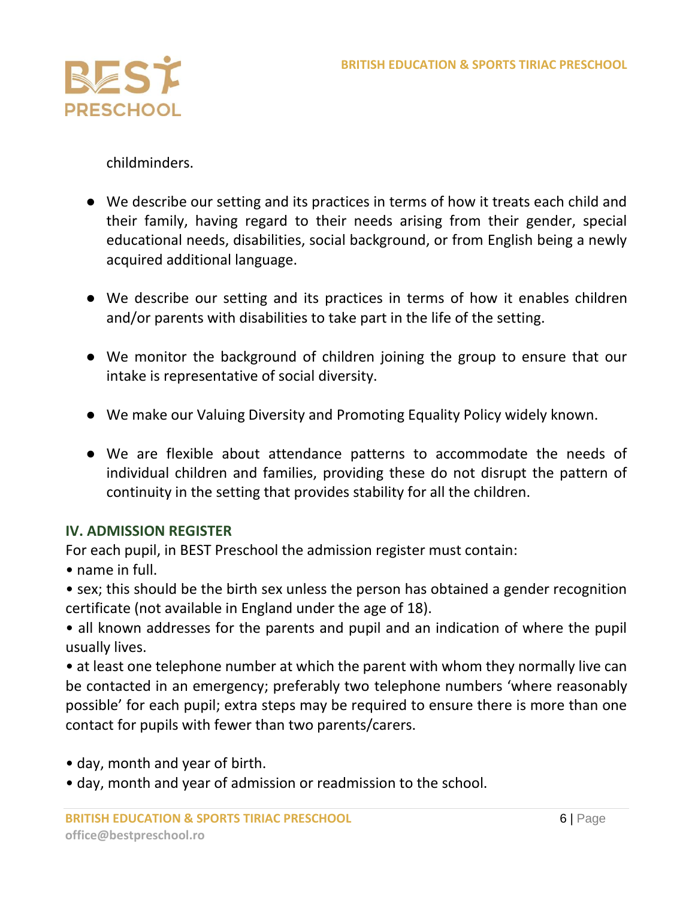childminders.

- We describe our setting and its practices in terms of how it treats each child and their family, having regard to their needs arising from their gender, special educational needs, disabilities, social background, or from English being a newly acquired additional language.

- We describe our setting and its practices in terms of how it enables children and/or parents with disabilities to take part in the life of the setting.

- We monitor the background of children joining the group to ensure that our intake is representative of social diversity.

- We make our Valuing Diversity and Promoting Equality Policy widely known.

- We are flexible about attendance patterns to accommodate the needs of individual children and families, providing these do not disrupt the pattern of continuity in the setting that provides stability for all the children.

## IV. ADMISSION REGISTER

For each pupil, in BEST Preschool the admission register must contain:

- name in full.
- sex; this should be the birth sex unless the person has obtained a gender recognition certificate (not available in England under the age of 18).
- all known addresses for the parents and pupil and an indication of where the pupil usually lives.
- at least one telephone number at which the parent with whom they normally live can be contacted in an emergency; preferably two telephone numbers 'where reasonably possible' for each pupil; extra steps may be required to ensure there is more than one contact for pupils with fewer than two parents/carers.

- day, month and year of birth.
- day, month and year of admission or readmission to the school.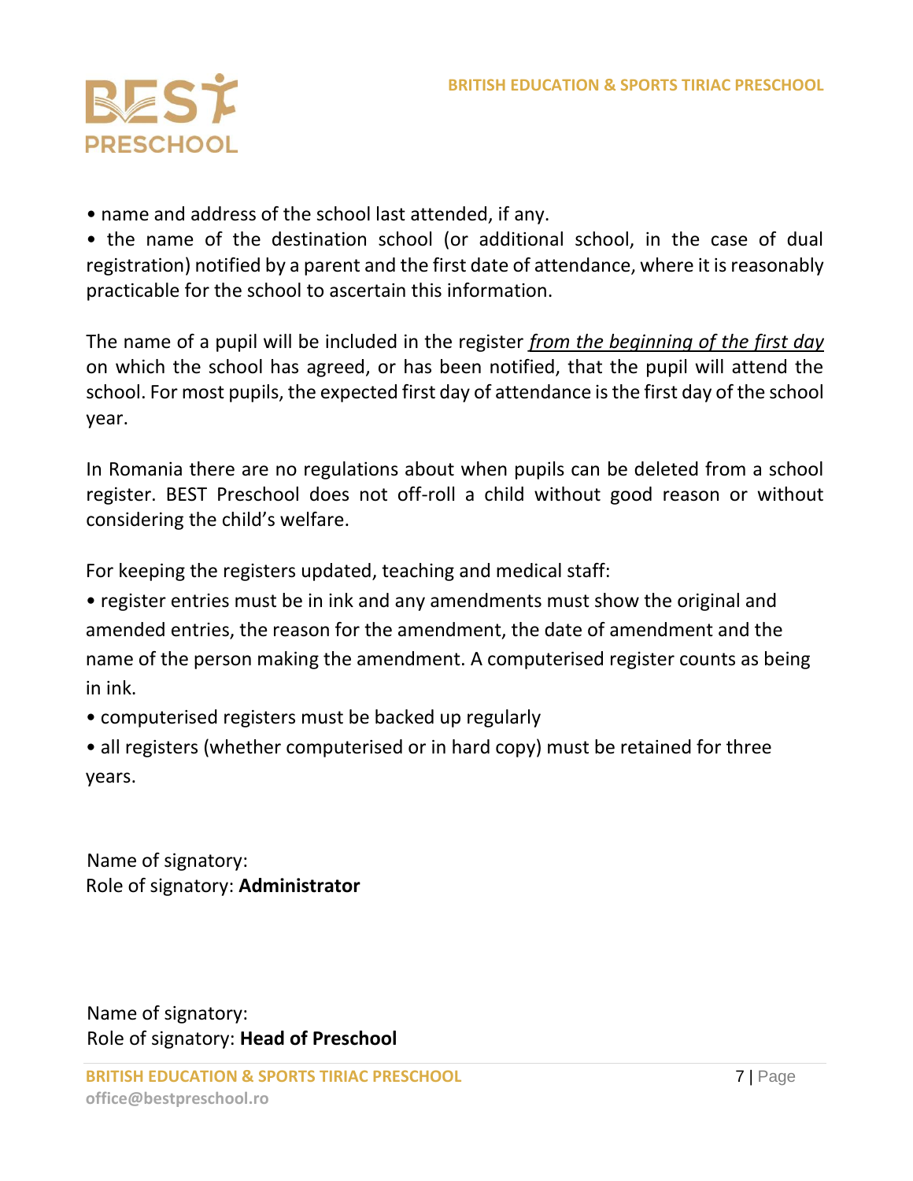- name and address of the school last attended, if any.
- the name of the destination school (or additional school, in the case of dual registration) notified by a parent and the first date of attendance, where it is reasonably practicable for the school to ascertain this information.

The name of a pupil will be included in the register *from the beginning of the first day* on which the school has agreed, or has been notified, that the pupil will attend the school. For most pupils, the expected first day of attendance is the first day of the school year.

In Romania there are no regulations about when pupils can be deleted from a school register. BEST Preschool does not off-roll a child without good reason or without considering the child's welfare.

For keeping the registers updated, teaching and medical staff:

- register entries must be in ink and any amendments must show the original and amended entries, the reason for the amendment, the date of amendment and the name of the person making the amendment. A computerised register counts as being in ink.
- computerised registers must be backed up regularly
- all registers (whether computerised or in hard copy) must be retained for three years.

Name of signatory:
Role of signatory: **Administrator**

Name of signatory:
Role of signatory: **Head of Preschool**